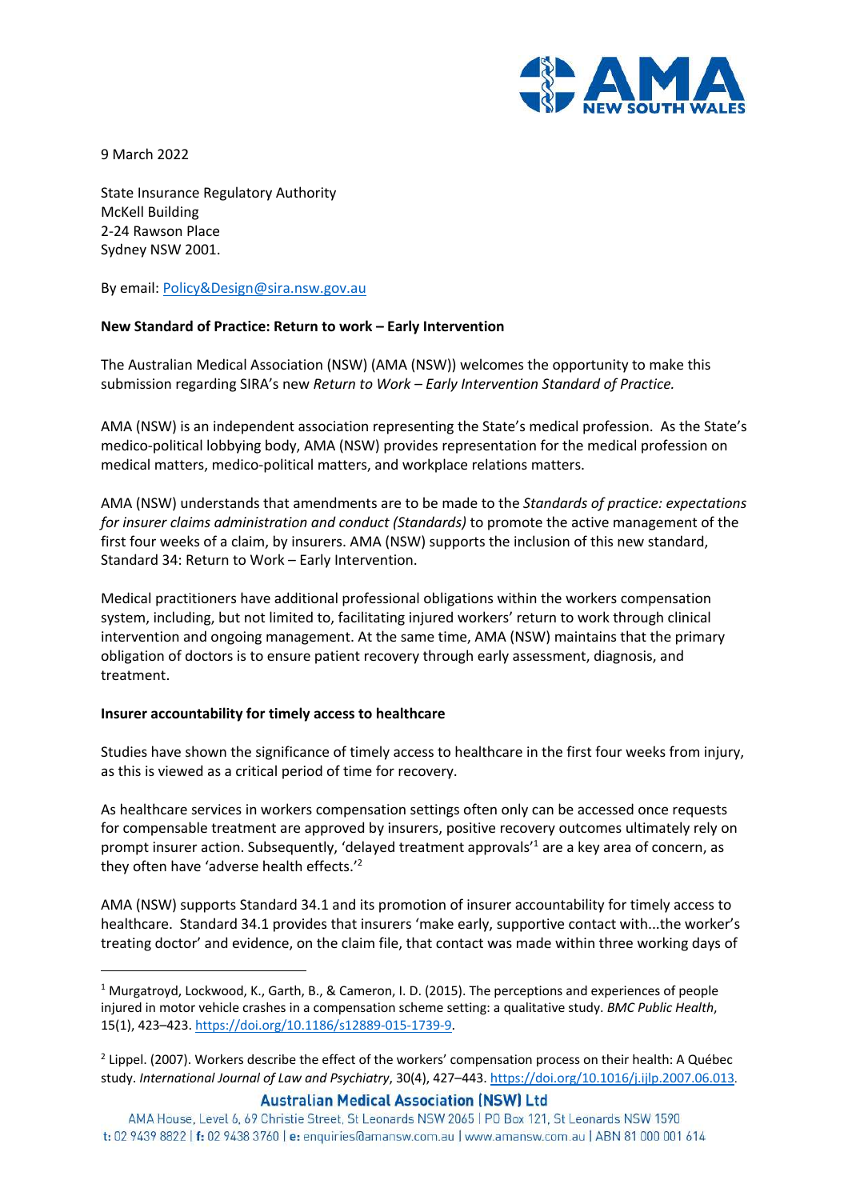9 March 2022

State Insurance Regulatory Authority
McKell Building
2-24 Rawson Place
Sydney NSW 2001.

By email: Policy&Design@sira.nsw.gov.au

**New Standard of Practice: Return to work – Early Intervention**

The Australian Medical Association (NSW) (AMA (NSW)) welcomes the opportunity to make this submission regarding SIRA's new *Return to Work – Early Intervention Standard of Practice.*

AMA (NSW) is an independent association representing the State's medical profession. As the State's medico-political lobbying body, AMA (NSW) provides representation for the medical profession on medical matters, medico-political matters, and workplace relations matters.

AMA (NSW) understands that amendments are to be made to the *Standards of practice: expectations for insurer claims administration and conduct (Standards)* to promote the active management of the first four weeks of a claim, by insurers. AMA (NSW) supports the inclusion of this new standard, Standard 34: Return to Work – Early Intervention.

Medical practitioners have additional professional obligations within the workers compensation system, including, but not limited to, facilitating injured workers' return to work through clinical intervention and ongoing management. At the same time, AMA (NSW) maintains that the primary obligation of doctors is to ensure patient recovery through early assessment, diagnosis, and treatment.

**Insurer accountability for timely access to healthcare**

Studies have shown the significance of timely access to healthcare in the first four weeks from injury, as this is viewed as a critical period of time for recovery.

As healthcare services in workers compensation settings often only can be accessed once requests for compensable treatment are approved by insurers, positive recovery outcomes ultimately rely on prompt insurer action. Subsequently, 'delayed treatment approvals'[1] are a key area of concern, as they often have 'adverse health effects.'[2]

AMA (NSW) supports Standard 34.1 and its promotion of insurer accountability for timely access to healthcare. Standard 34.1 provides that insurers 'make early, supportive contact with...the worker's treating doctor' and evidence, on the claim file, that contact was made within three working days of

---

[1] Murgatroyd, Lockwood, K., Garth, B., & Cameron, I. D. (2015). The perceptions and experiences of people injured in motor vehicle crashes in a compensation scheme setting: a qualitative study. *BMC Public Health*, 15(1), 423–423. https://doi.org/10.1186/s12889-015-1739-9.

[2] Lippel. (2007). Workers describe the effect of the workers' compensation process on their health: A Québec study. *International Journal of Law and Psychiatry*, 30(4), 427–443. https://doi.org/10.1016/j.ijlp.2007.06.013.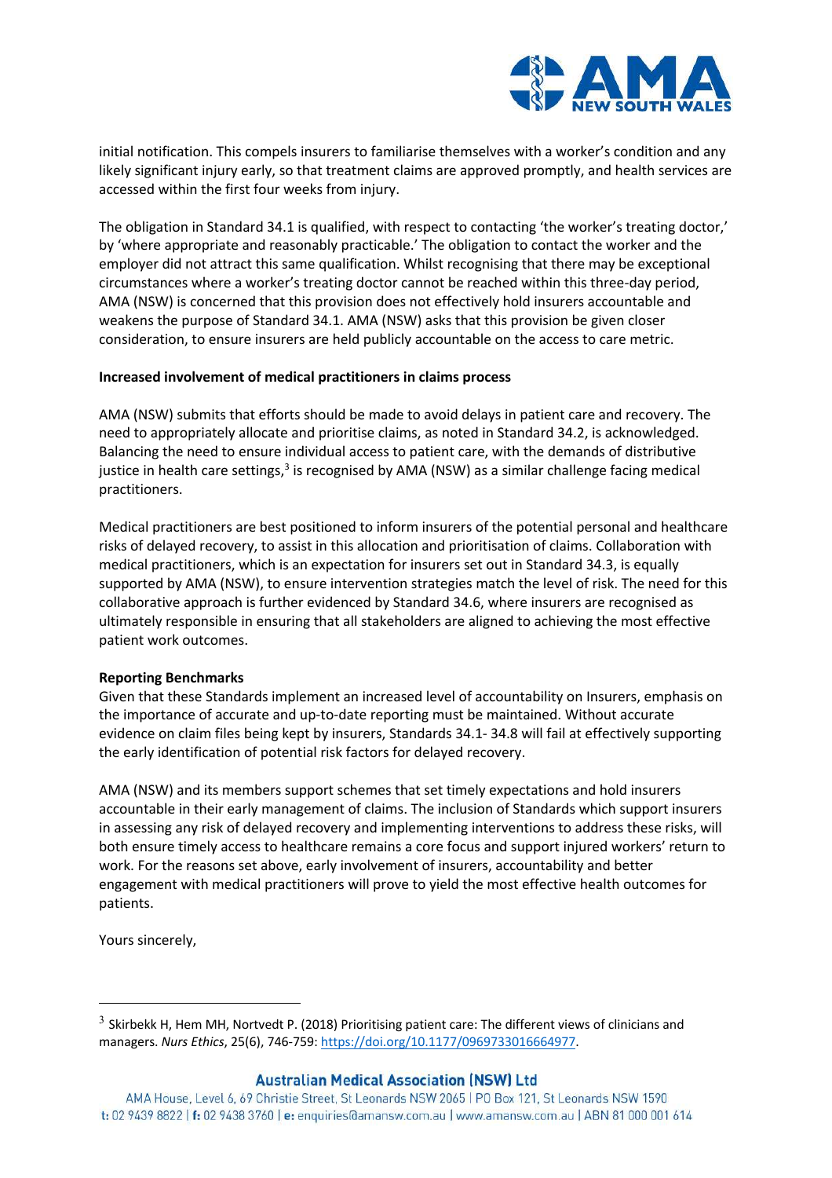initial notification. This compels insurers to familiarise themselves with a worker's condition and any likely significant injury early, so that treatment claims are approved promptly, and health services are accessed within the first four weeks from injury.

The obligation in Standard 34.1 is qualified, with respect to contacting 'the worker's treating doctor,' by 'where appropriate and reasonably practicable.' The obligation to contact the worker and the employer did not attract this same qualification. Whilst recognising that there may be exceptional circumstances where a worker's treating doctor cannot be reached within this three-day period, AMA (NSW) is concerned that this provision does not effectively hold insurers accountable and weakens the purpose of Standard 34.1. AMA (NSW) asks that this provision be given closer consideration, to ensure insurers are held publicly accountable on the access to care metric.

**Increased involvement of medical practitioners in claims process**

AMA (NSW) submits that efforts should be made to avoid delays in patient care and recovery. The need to appropriately allocate and prioritise claims, as noted in Standard 34.2, is acknowledged. Balancing the need to ensure individual access to patient care, with the demands of distributive justice in health care settings,[3] is recognised by AMA (NSW) as a similar challenge facing medical practitioners.

Medical practitioners are best positioned to inform insurers of the potential personal and healthcare risks of delayed recovery, to assist in this allocation and prioritisation of claims. Collaboration with medical practitioners, which is an expectation for insurers set out in Standard 34.3, is equally supported by AMA (NSW), to ensure intervention strategies match the level of risk. The need for this collaborative approach is further evidenced by Standard 34.6, where insurers are recognised as ultimately responsible in ensuring that all stakeholders are aligned to achieving the most effective patient work outcomes.

**Reporting Benchmarks**

Given that these Standards implement an increased level of accountability on Insurers, emphasis on the importance of accurate and up-to-date reporting must be maintained. Without accurate evidence on claim files being kept by insurers, Standards 34.1- 34.8 will fail at effectively supporting the early identification of potential risk factors for delayed recovery.

AMA (NSW) and its members support schemes that set timely expectations and hold insurers accountable in their early management of claims. The inclusion of Standards which support insurers in assessing any risk of delayed recovery and implementing interventions to address these risks, will both ensure timely access to healthcare remains a core focus and support injured workers' return to work. For the reasons set above, early involvement of insurers, accountability and better engagement with medical practitioners will prove to yield the most effective health outcomes for patients.

Yours sincerely,

[3] Skirbekk H, Hem MH, Nortvedt P. (2018) Prioritising patient care: The different views of clinicians and managers. *Nurs Ethics*, 25(6), 746-759: https://doi.org/10.1177/0969733016664977.